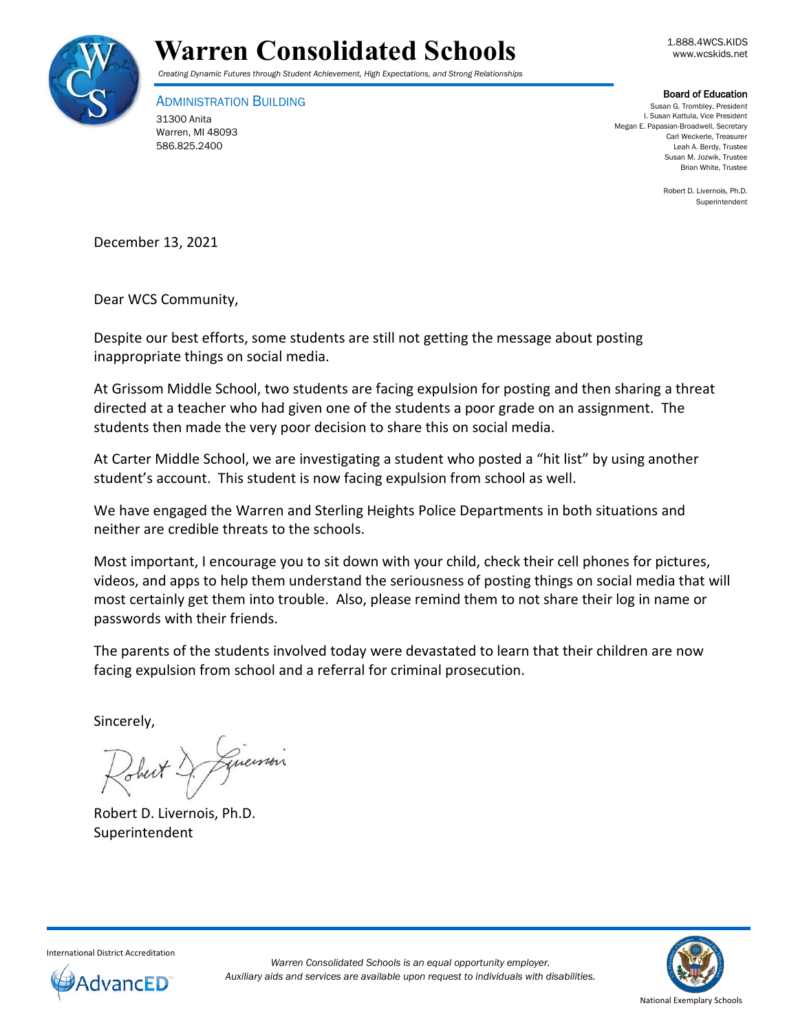# Warren Consolidated Schools

*Creating Dynamic Futures through Student Achievement, High Expectations, and Strong Relationships*

1.888.4WCS.KIDS
www.wcskids.net

ADMINISTRATION BUILDING
31300 Anita
Warren, MI 48093
586.825.2400

**Board of Education**
Susan G. Trombley, President
I. Susan Kattula, Vice President
Megan E. Papasian-Broadwell, Secretary
Carl Weckerle, Treasurer
Leah A. Berdy, Trustee
Susan M. Jozwik, Trustee
Brian White, Trustee

Robert D. Livernois, Ph.D.
Superintendent

December 13, 2021

Dear WCS Community,

Despite our best efforts, some students are still not getting the message about posting inappropriate things on social media.

At Grissom Middle School, two students are facing expulsion for posting and then sharing a threat directed at a teacher who had given one of the students a poor grade on an assignment. The students then made the very poor decision to share this on social media.

At Carter Middle School, we are investigating a student who posted a "hit list" by using another student's account. This student is now facing expulsion from school as well.

We have engaged the Warren and Sterling Heights Police Departments in both situations and neither are credible threats to the schools.

Most important, I encourage you to sit down with your child, check their cell phones for pictures, videos, and apps to help them understand the seriousness of posting things on social media that will most certainly get them into trouble. Also, please remind them to not share their log in name or passwords with their friends.

The parents of the students involved today were devastated to learn that their children are now facing expulsion from school and a referral for criminal prosecution.

Sincerely,

Robert D. Livernois, Ph.D.
Superintendent

International District Accreditation

*Warren Consolidated Schools is an equal opportunity employer.*
*Auxiliary aids and services are available upon request to individuals with disabilities.*

National Exemplary Schools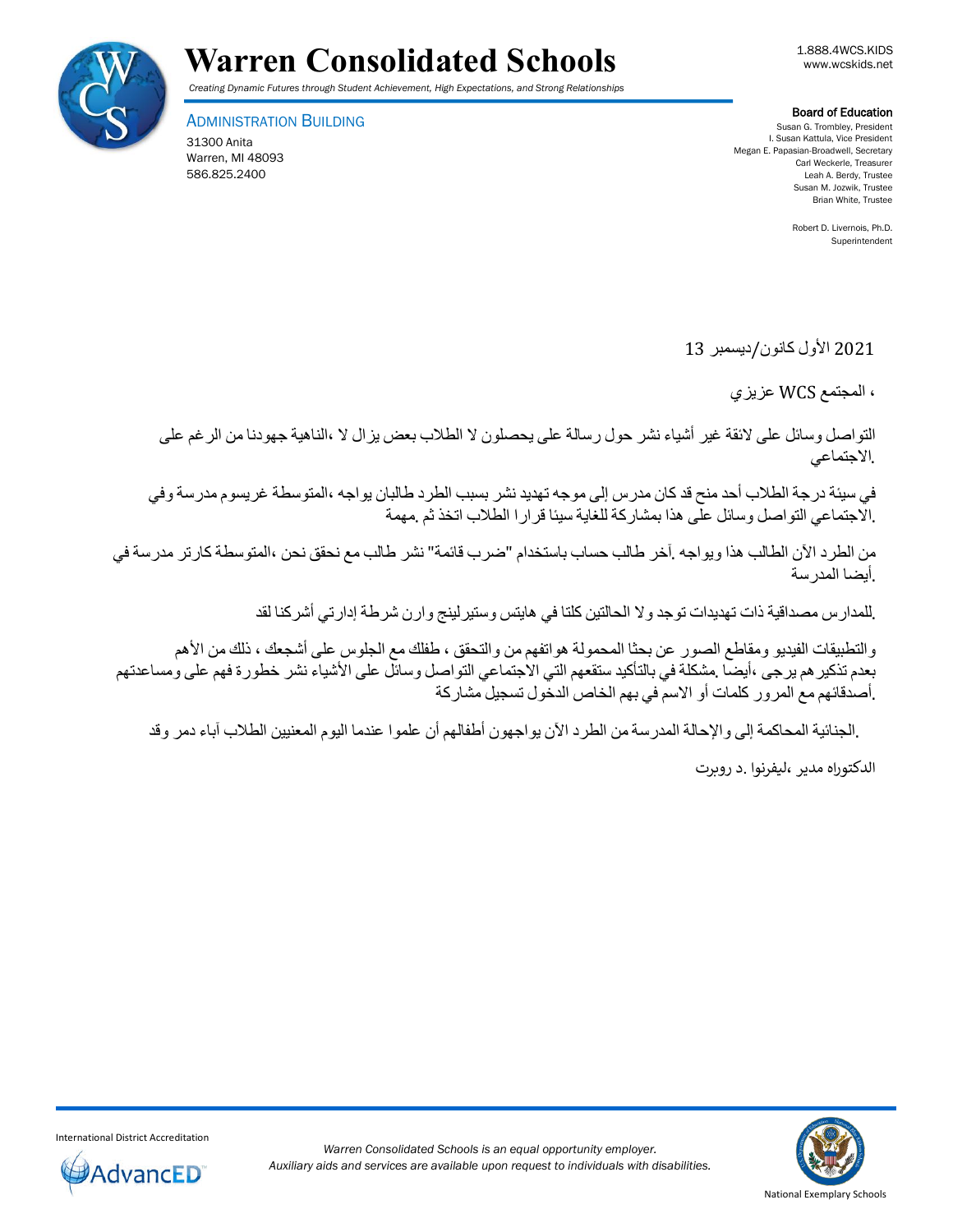# Warren Consolidated Schools

*Creating Dynamic Futures through Student Achievement, High Expectations, and Strong Relationships*

1.888.4WCS.KIDS
www.wcskids.net

ADMINISTRATION BUILDING
31300 Anita
Warren, MI 48093
586.825.2400

**Board of Education**
Susan G. Trombley, President
I. Susan Kattula, Vice President
Megan E. Papasian-Broadwell, Secretary
Carl Weckerle, Treasurer
Leah A. Berdy, Trustee
Susan M. Jozwik, Trustee
Brian White, Trustee

Robert D. Livernois, Ph.D.
Superintendent

13 كانون الأول/ديسمبر 2021

عزيزي WCS المجتمع ،

على الرغم من جهودنا الناهية، لا يزال بعض الطلاب لا يحصلون على رسالة حول نشر أشياء غير لائقة على وسائل التواصل الاجتماعي.

وفي مدرسة غريسوم المتوسطة، يواجه طالبان الطرد بسبب نشر تهديد موجه إلى مدرس كان قد منح أحد الطلاب درجة سيئة في وسائل التواصل الاجتماعي. ثم اتخذ الطلاب قرارا سيئا للغاية بمشاركة هذا على مهمة.

في مدرسة كارتر المتوسطة، نحن نحقق مع طالب نشر "ضرب قائمة" باستخدام حساب طالب آخر. ويواجه هذا الطالب الآن الطرد من المدرسة أيضا.

لقد أشركنا إدارتي شرطة وارن وستيرلينج هايتس في كلتا الحالتين ولا توجد تهديدات ذات مصداقية للمدارس.

من الأهم، ذلك أشجعك على الجلوس مع طفلك، والتحقق من هواتفهم المحمولة بحثا عن الصور ومقاطع الفيديو والتطبيقات ومساعدتهم على فهم خطورة نشر الأشياء على وسائل التواصل الاجتماعي التي ستقعهم بالتأكيد في مشكلة. أيضا، يرجى تذكيرهم بعدم مشاركة تسجيل الدخول الخاص بهم في الاسم أو كلمات المرور مع أصدقائهم.

وقد دمر آباء الطلاب المعنيين اليوم عندما علموا أن أطفالهم يواجهون الآن الطرد من المدرسة والإحالة إلى المحاكمة الجنائية.

روبرت د. ليفرنوا، مدير الدكتوراه

International District Accreditation
AdvancED

*Warren Consolidated Schools is an equal opportunity employer.*
*Auxiliary aids and services are available upon request to individuals with disabilities.*

National Exemplary Schools